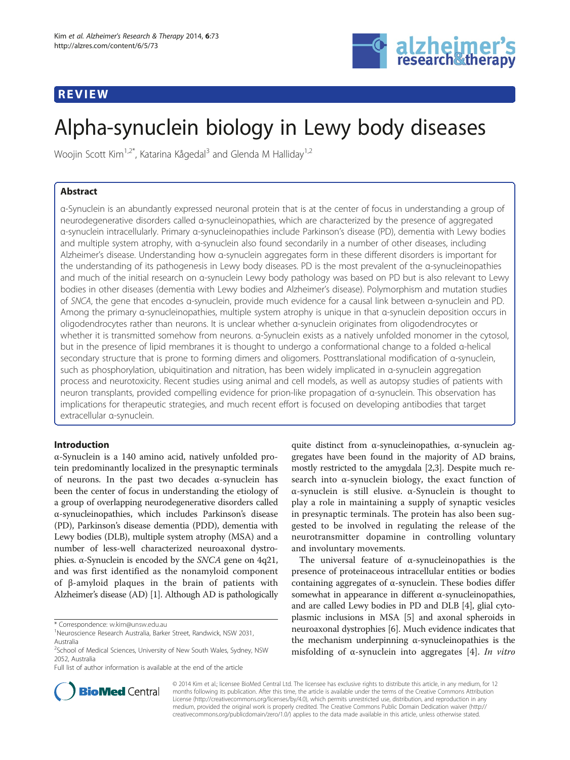REVIEW

# Alpha-synuclein biology in Lewy body diseases

Woojin Scott Kim[1,2*], Katarina Kågedal[3] and Glenda M Halliday[1,2]

## Abstract

α-Synuclein is an abundantly expressed neuronal protein that is at the center of focus in understanding a group of neurodegenerative disorders called α-synucleinopathies, which are characterized by the presence of aggregated α-synuclein intracellularly. Primary α-synucleinopathies include Parkinson's disease (PD), dementia with Lewy bodies and multiple system atrophy, with α-synuclein also found secondarily in a number of other diseases, including Alzheimer's disease. Understanding how α-synuclein aggregates form in these different disorders is important for the understanding of its pathogenesis in Lewy body diseases. PD is the most prevalent of the α-synucleinopathies and much of the initial research on α-synuclein Lewy body pathology was based on PD but is also relevant to Lewy bodies in other diseases (dementia with Lewy bodies and Alzheimer's disease). Polymorphism and mutation studies of *SNCA*, the gene that encodes α-synuclein, provide much evidence for a causal link between α-synuclein and PD. Among the primary α-synucleinopathies, multiple system atrophy is unique in that α-synuclein deposition occurs in oligodendrocytes rather than neurons. It is unclear whether α-synuclein originates from oligodendrocytes or whether it is transmitted somehow from neurons. α-Synuclein exists as a natively unfolded monomer in the cytosol, but in the presence of lipid membranes it is thought to undergo a conformational change to a folded α-helical secondary structure that is prone to forming dimers and oligomers. Posttranslational modification of α-synuclein, such as phosphorylation, ubiquitination and nitration, has been widely implicated in α-synuclein aggregation process and neurotoxicity. Recent studies using animal and cell models, as well as autopsy studies of patients with neuron transplants, provided compelling evidence for prion-like propagation of α-synuclein. This observation has implications for therapeutic strategies, and much recent effort is focused on developing antibodies that target extracellular α-synuclein.

## Introduction

α-Synuclein is a 140 amino acid, natively unfolded protein predominantly localized in the presynaptic terminals of neurons. In the past two decades α-synuclein has been the center of focus in understanding the etiology of a group of overlapping neurodegenerative disorders called α-synucleinopathies, which includes Parkinson's disease (PD), Parkinson's disease dementia (PDD), dementia with Lewy bodies (DLB), multiple system atrophy (MSA) and a number of less-well characterized neuroaxonal dystrophies. α-Synuclein is encoded by the *SNCA* gene on 4q21, and was first identified as the nonamyloid component of β-amyloid plaques in the brain of patients with Alzheimer's disease (AD) [1]. Although AD is pathologically quite distinct from α-synucleinopathies, α-synuclein aggregates have been found in the majority of AD brains, mostly restricted to the amygdala [2,3]. Despite much research into α-synuclein biology, the exact function of α-synuclein is still elusive. α-Synuclein is thought to play a role in maintaining a supply of synaptic vesicles in presynaptic terminals. The protein has also been suggested to be involved in regulating the release of the neurotransmitter dopamine in controlling voluntary and involuntary movements.

The universal feature of α-synucleinopathies is the presence of proteinaceous intracellular entities or bodies containing aggregates of α-synuclein. These bodies differ somewhat in appearance in different α-synucleinopathies, and are called Lewy bodies in PD and DLB [4], glial cytoplasmic inclusions in MSA [5] and axonal spheroids in neuroaxonal dystrophies [6]. Much evidence indicates that the mechanism underpinning α-synucleinopathies is the misfolding of α-synuclein into aggregates [4]. *In vitro*

\* Correspondence: w.kim@unsw.edu.au
[1]Neuroscience Research Australia, Barker Street, Randwick, NSW 2031, Australia
[2]School of Medical Sciences, University of New South Wales, Sydney, NSW 2052, Australia
Full list of author information is available at the end of the article

© 2014 Kim et al.; licensee BioMed Central Ltd. The licensee has exclusive rights to distribute this article, in any medium, for 12 months following its publication. After this time, the article is available under the terms of the Creative Commons Attribution License (http://creativecommons.org/licenses/by/4.0), which permits unrestricted use, distribution, and reproduction in any medium, provided the original work is properly credited. The Creative Commons Public Domain Dedication waiver (http://creativecommons.org/publicdomain/zero/1.0/) applies to the data made available in this article, unless otherwise stated.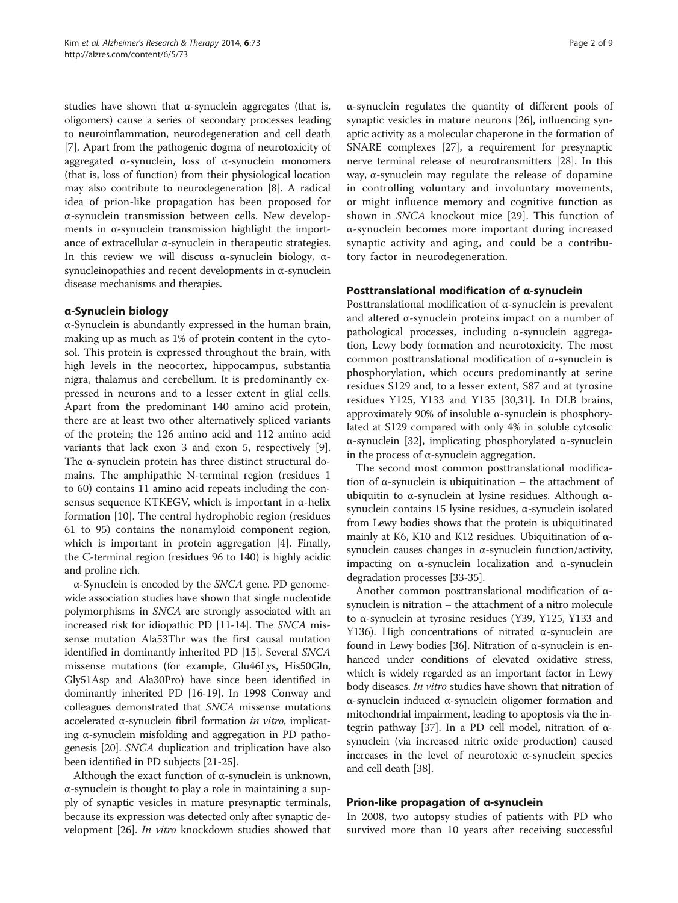studies have shown that α-synuclein aggregates (that is, oligomers) cause a series of secondary processes leading to neuroinflammation, neurodegeneration and cell death [7]. Apart from the pathogenic dogma of neurotoxicity of aggregated α-synuclein, loss of α-synuclein monomers (that is, loss of function) from their physiological location may also contribute to neurodegeneration [8]. A radical idea of prion-like propagation has been proposed for α-synuclein transmission between cells. New developments in α-synuclein transmission highlight the importance of extracellular α-synuclein in therapeutic strategies. In this review we will discuss α-synuclein biology, α-synucleinopathies and recent developments in α-synuclein disease mechanisms and therapies.

## α-Synuclein biology

α-Synuclein is abundantly expressed in the human brain, making up as much as 1% of protein content in the cytosol. This protein is expressed throughout the brain, with high levels in the neocortex, hippocampus, substantia nigra, thalamus and cerebellum. It is predominantly expressed in neurons and to a lesser extent in glial cells. Apart from the predominant 140 amino acid protein, there are at least two other alternatively spliced variants of the protein; the 126 amino acid and 112 amino acid variants that lack exon 3 and exon 5, respectively [9]. The α-synuclein protein has three distinct structural domains. The amphipathic N-terminal region (residues 1 to 60) contains 11 amino acid repeats including the consensus sequence KTKEGV, which is important in α-helix formation [10]. The central hydrophobic region (residues 61 to 95) contains the nonamyloid component region, which is important in protein aggregation [4]. Finally, the C-terminal region (residues 96 to 140) is highly acidic and proline rich.

α-Synuclein is encoded by the *SNCA* gene. PD genome-wide association studies have shown that single nucleotide polymorphisms in *SNCA* are strongly associated with an increased risk for idiopathic PD [11-14]. The *SNCA* missense mutation Ala53Thr was the first causal mutation identified in dominantly inherited PD [15]. Several *SNCA* missense mutations (for example, Glu46Lys, His50Gln, Gly51Asp and Ala30Pro) have since been identified in dominantly inherited PD [16-19]. In 1998 Conway and colleagues demonstrated that *SNCA* missense mutations accelerated α-synuclein fibril formation *in vitro*, implicating α-synuclein misfolding and aggregation in PD pathogenesis [20]. *SNCA* duplication and triplication have also been identified in PD subjects [21-25].

Although the exact function of α-synuclein is unknown, α-synuclein is thought to play a role in maintaining a supply of synaptic vesicles in mature presynaptic terminals, because its expression was detected only after synaptic development [26]. *In vitro* knockdown studies showed that α-synuclein regulates the quantity of different pools of synaptic vesicles in mature neurons [26], influencing synaptic activity as a molecular chaperone in the formation of SNARE complexes [27], a requirement for presynaptic nerve terminal release of neurotransmitters [28]. In this way, α-synuclein may regulate the release of dopamine in controlling voluntary and involuntary movements, or might influence memory and cognitive function as shown in *SNCA* knockout mice [29]. This function of α-synuclein becomes more important during increased synaptic activity and aging, and could be a contributory factor in neurodegeneration.

### Posttranslational modification of α-synuclein

Posttranslational modification of α-synuclein is prevalent and altered α-synuclein proteins impact on a number of pathological processes, including α-synuclein aggregation, Lewy body formation and neurotoxicity. The most common posttranslational modification of α-synuclein is phosphorylation, which occurs predominantly at serine residues S129 and, to a lesser extent, S87 and at tyrosine residues Y125, Y133 and Y135 [30,31]. In DLB brains, approximately 90% of insoluble α-synuclein is phosphorylated at S129 compared with only 4% in soluble cytosolic α-synuclein [32], implicating phosphorylated α-synuclein in the process of α-synuclein aggregation.

The second most common posttranslational modification of α-synuclein is ubiquitination – the attachment of ubiquitin to α-synuclein at lysine residues. Although α-synuclein contains 15 lysine residues, α-synuclein isolated from Lewy bodies shows that the protein is ubiquitinated mainly at K6, K10 and K12 residues. Ubiquitination of α-synuclein causes changes in α-synuclein function/activity, impacting on α-synuclein localization and α-synuclein degradation processes [33-35].

Another common posttranslational modification of α-synuclein is nitration – the attachment of a nitro molecule to α-synuclein at tyrosine residues (Y39, Y125, Y133 and Y136). High concentrations of nitrated α-synuclein are found in Lewy bodies [36]. Nitration of α-synuclein is enhanced under conditions of elevated oxidative stress, which is widely regarded as an important factor in Lewy body diseases. *In vitro* studies have shown that nitration of α-synuclein induced α-synuclein oligomer formation and mitochondrial impairment, leading to apoptosis via the integrin pathway [37]. In a PD cell model, nitration of α-synuclein (via increased nitric oxide production) caused increases in the level of neurotoxic α-synuclein species and cell death [38].

### Prion-like propagation of α-synuclein

In 2008, two autopsy studies of patients with PD who survived more than 10 years after receiving successful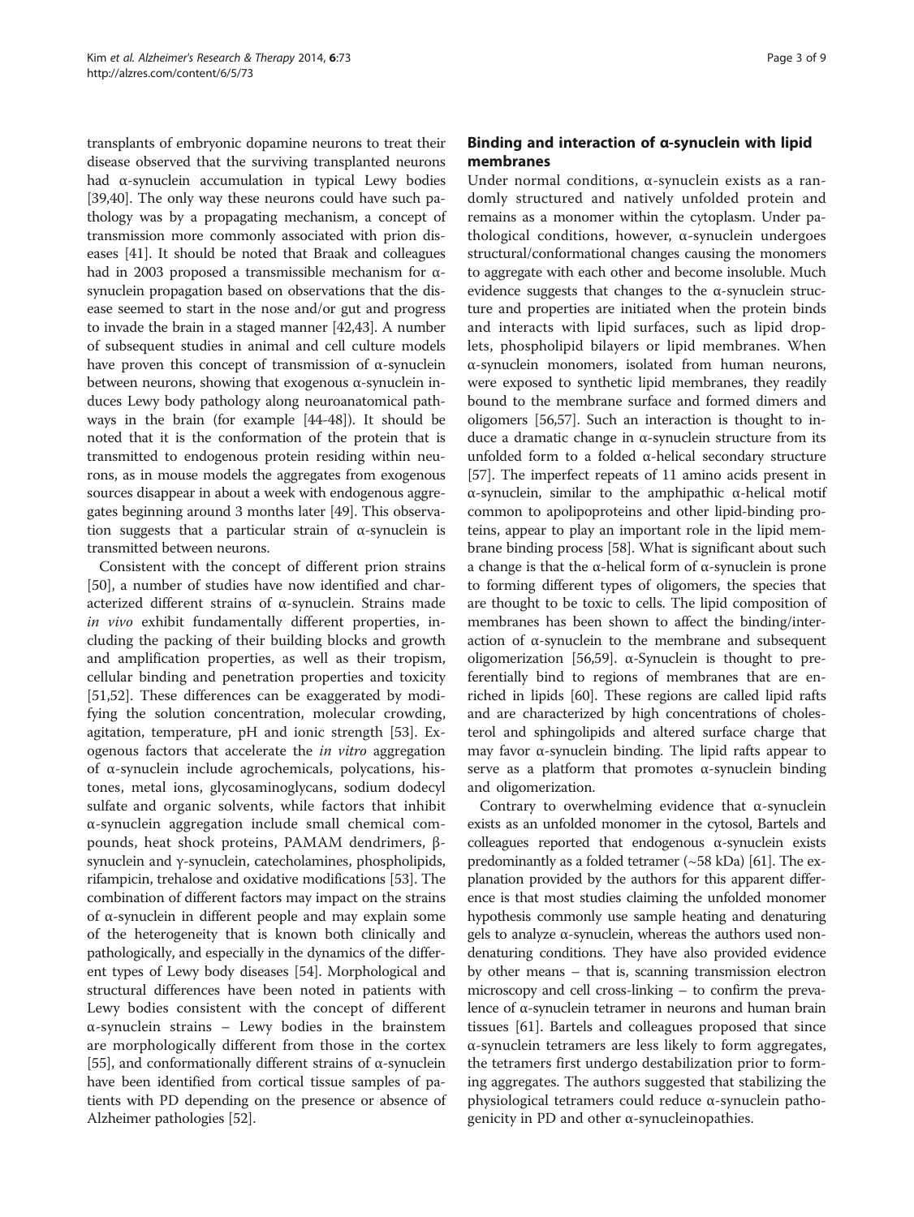transplants of embryonic dopamine neurons to treat their disease observed that the surviving transplanted neurons had α-synuclein accumulation in typical Lewy bodies [39,40]. The only way these neurons could have such pathology was by a propagating mechanism, a concept of transmission more commonly associated with prion diseases [41]. It should be noted that Braak and colleagues had in 2003 proposed a transmissible mechanism for α-synuclein propagation based on observations that the disease seemed to start in the nose and/or gut and progress to invade the brain in a staged manner [42,43]. A number of subsequent studies in animal and cell culture models have proven this concept of transmission of α-synuclein between neurons, showing that exogenous α-synuclein induces Lewy body pathology along neuroanatomical pathways in the brain (for example [44-48]). It should be noted that it is the conformation of the protein that is transmitted to endogenous protein residing within neurons, as in mouse models the aggregates from exogenous sources disappear in about a week with endogenous aggregates beginning around 3 months later [49]. This observation suggests that a particular strain of α-synuclein is transmitted between neurons.

Consistent with the concept of different prion strains [50], a number of studies have now identified and characterized different strains of α-synuclein. Strains made *in vivo* exhibit fundamentally different properties, including the packing of their building blocks and growth and amplification properties, as well as their tropism, cellular binding and penetration properties and toxicity [51,52]. These differences can be exaggerated by modifying the solution concentration, molecular crowding, agitation, temperature, pH and ionic strength [53]. Exogenous factors that accelerate the *in vitro* aggregation of α-synuclein include agrochemicals, polycations, histones, metal ions, glycosaminoglycans, sodium dodecyl sulfate and organic solvents, while factors that inhibit α-synuclein aggregation include small chemical compounds, heat shock proteins, PAMAM dendrimers, β-synuclein and γ-synuclein, catecholamines, phospholipids, rifampicin, trehalose and oxidative modifications [53]. The combination of different factors may impact on the strains of α-synuclein in different people and may explain some of the heterogeneity that is known both clinically and pathologically, and especially in the dynamics of the different types of Lewy body diseases [54]. Morphological and structural differences have been noted in patients with Lewy bodies consistent with the concept of different α-synuclein strains – Lewy bodies in the brainstem are morphologically different from those in the cortex [55], and conformationally different strains of α-synuclein have been identified from cortical tissue samples of patients with PD depending on the presence or absence of Alzheimer pathologies [52].

## Binding and interaction of α-synuclein with lipid membranes

Under normal conditions, α-synuclein exists as a randomly structured and natively unfolded protein and remains as a monomer within the cytoplasm. Under pathological conditions, however, α-synuclein undergoes structural/conformational changes causing the monomers to aggregate with each other and become insoluble. Much evidence suggests that changes to the α-synuclein structure and properties are initiated when the protein binds and interacts with lipid surfaces, such as lipid droplets, phospholipid bilayers or lipid membranes. When α-synuclein monomers, isolated from human neurons, were exposed to synthetic lipid membranes, they readily bound to the membrane surface and formed dimers and oligomers [56,57]. Such an interaction is thought to induce a dramatic change in α-synuclein structure from its unfolded form to a folded α-helical secondary structure [57]. The imperfect repeats of 11 amino acids present in α-synuclein, similar to the amphipathic α-helical motif common to apolipoproteins and other lipid-binding proteins, appear to play an important role in the lipid membrane binding process [58]. What is significant about such a change is that the α-helical form of α-synuclein is prone to forming different types of oligomers, the species that are thought to be toxic to cells. The lipid composition of membranes has been shown to affect the binding/interaction of α-synuclein to the membrane and subsequent oligomerization [56,59]. α-Synuclein is thought to preferentially bind to regions of membranes that are enriched in lipids [60]. These regions are called lipid rafts and are characterized by high concentrations of cholesterol and sphingolipids and altered surface charge that may favor α-synuclein binding. The lipid rafts appear to serve as a platform that promotes α-synuclein binding and oligomerization.

Contrary to overwhelming evidence that α-synuclein exists as an unfolded monomer in the cytosol, Bartels and colleagues reported that endogenous α-synuclein exists predominantly as a folded tetramer (~58 kDa) [61]. The explanation provided by the authors for this apparent difference is that most studies claiming the unfolded monomer hypothesis commonly use sample heating and denaturing gels to analyze α-synuclein, whereas the authors used nondenaturing conditions. They have also provided evidence by other means – that is, scanning transmission electron microscopy and cell cross-linking – to confirm the prevalence of α-synuclein tetramer in neurons and human brain tissues [61]. Bartels and colleagues proposed that since α-synuclein tetramers are less likely to form aggregates, the tetramers first undergo destabilization prior to forming aggregates. The authors suggested that stabilizing the physiological tetramers could reduce α-synuclein pathogenicity in PD and other α-synucleinopathies.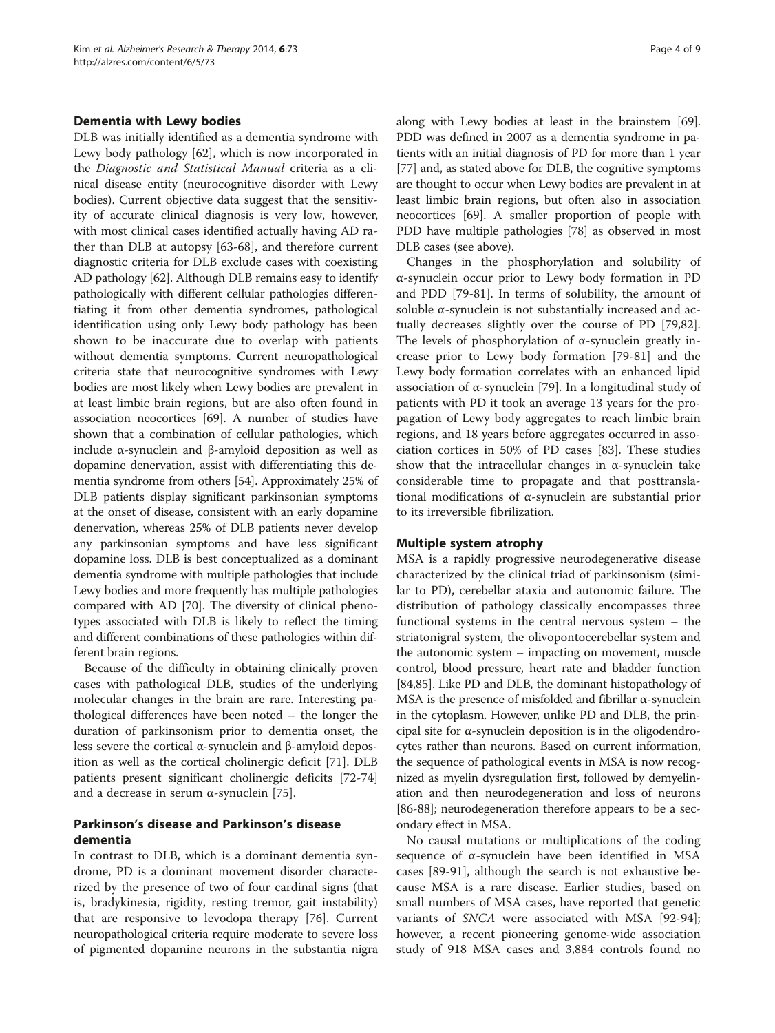## Dementia with Lewy bodies

DLB was initially identified as a dementia syndrome with Lewy body pathology [62], which is now incorporated in the *Diagnostic and Statistical Manual* criteria as a clinical disease entity (neurocognitive disorder with Lewy bodies). Current objective data suggest that the sensitivity of accurate clinical diagnosis is very low, however, with most clinical cases identified actually having AD rather than DLB at autopsy [63-68], and therefore current diagnostic criteria for DLB exclude cases with coexisting AD pathology [62]. Although DLB remains easy to identify pathologically with different cellular pathologies differentiating it from other dementia syndromes, pathological identification using only Lewy body pathology has been shown to be inaccurate due to overlap with patients without dementia symptoms. Current neuropathological criteria state that neurocognitive syndromes with Lewy bodies are most likely when Lewy bodies are prevalent in at least limbic brain regions, but are also often found in association neocortices [69]. A number of studies have shown that a combination of cellular pathologies, which include α-synuclein and β-amyloid deposition as well as dopamine denervation, assist with differentiating this dementia syndrome from others [54]. Approximately 25% of DLB patients display significant parkinsonian symptoms at the onset of disease, consistent with an early dopamine denervation, whereas 25% of DLB patients never develop any parkinsonian symptoms and have less significant dopamine loss. DLB is best conceptualized as a dominant dementia syndrome with multiple pathologies that include Lewy bodies and more frequently has multiple pathologies compared with AD [70]. The diversity of clinical phenotypes associated with DLB is likely to reflect the timing and different combinations of these pathologies within different brain regions.

Because of the difficulty in obtaining clinically proven cases with pathological DLB, studies of the underlying molecular changes in the brain are rare. Interesting pathological differences have been noted – the longer the duration of parkinsonism prior to dementia onset, the less severe the cortical α-synuclein and β-amyloid deposition as well as the cortical cholinergic deficit [71]. DLB patients present significant cholinergic deficits [72-74] and a decrease in serum α-synuclein [75].

## Parkinson's disease and Parkinson's disease dementia

In contrast to DLB, which is a dominant dementia syndrome, PD is a dominant movement disorder characterized by the presence of two of four cardinal signs (that is, bradykinesia, rigidity, resting tremor, gait instability) that are responsive to levodopa therapy [76]. Current neuropathological criteria require moderate to severe loss of pigmented dopamine neurons in the substantia nigra along with Lewy bodies at least in the brainstem [69]. PDD was defined in 2007 as a dementia syndrome in patients with an initial diagnosis of PD for more than 1 year [77] and, as stated above for DLB, the cognitive symptoms are thought to occur when Lewy bodies are prevalent in at least limbic brain regions, but often also in association neocortices [69]. A smaller proportion of people with PDD have multiple pathologies [78] as observed in most DLB cases (see above).

Changes in the phosphorylation and solubility of α-synuclein occur prior to Lewy body formation in PD and PDD [79-81]. In terms of solubility, the amount of soluble α-synuclein is not substantially increased and actually decreases slightly over the course of PD [79,82]. The levels of phosphorylation of α-synuclein greatly increase prior to Lewy body formation [79-81] and the Lewy body formation correlates with an enhanced lipid association of α-synuclein [79]. In a longitudinal study of patients with PD it took an average 13 years for the propagation of Lewy body aggregates to reach limbic brain regions, and 18 years before aggregates occurred in association cortices in 50% of PD cases [83]. These studies show that the intracellular changes in α-synuclein take considerable time to propagate and that posttranslational modifications of α-synuclein are substantial prior to its irreversible fibrilization.

## Multiple system atrophy

MSA is a rapidly progressive neurodegenerative disease characterized by the clinical triad of parkinsonism (similar to PD), cerebellar ataxia and autonomic failure. The distribution of pathology classically encompasses three functional systems in the central nervous system – the striatonigral system, the olivopontocerebellar system and the autonomic system – impacting on movement, muscle control, blood pressure, heart rate and bladder function [84,85]. Like PD and DLB, the dominant histopathology of MSA is the presence of misfolded and fibrillar α-synuclein in the cytoplasm. However, unlike PD and DLB, the principal site for α-synuclein deposition is in the oligodendrocytes rather than neurons. Based on current information, the sequence of pathological events in MSA is now recognized as myelin dysregulation first, followed by demyelination and then neurodegeneration and loss of neurons [86-88]; neurodegeneration therefore appears to be a secondary effect in MSA.

No causal mutations or multiplications of the coding sequence of α-synuclein have been identified in MSA cases [89-91], although the search is not exhaustive because MSA is a rare disease. Earlier studies, based on small numbers of MSA cases, have reported that genetic variants of *SNCA* were associated with MSA [92-94]; however, a recent pioneering genome-wide association study of 918 MSA cases and 3,884 controls found no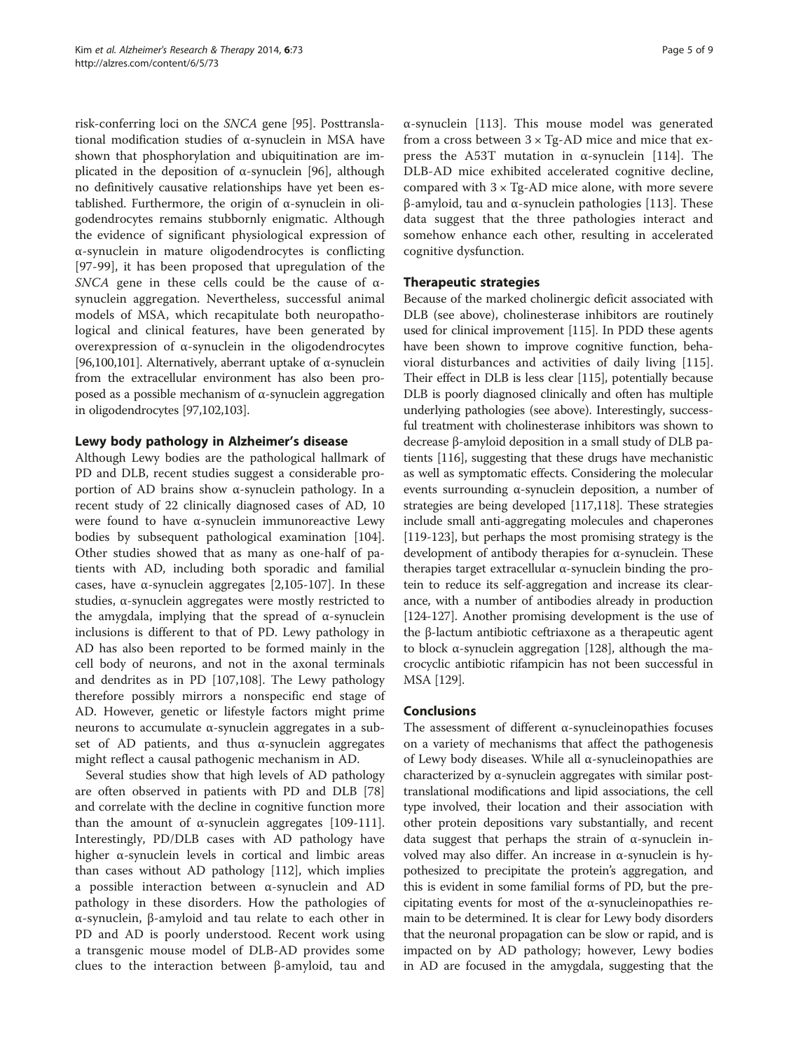risk-conferring loci on the *SNCA* gene [95]. Posttranslational modification studies of α-synuclein in MSA have shown that phosphorylation and ubiquitination are implicated in the deposition of α-synuclein [96], although no definitively causative relationships have yet been established. Furthermore, the origin of α-synuclein in oligodendrocytes remains stubbornly enigmatic. Although the evidence of significant physiological expression of α-synuclein in mature oligodendrocytes is conflicting [97-99], it has been proposed that upregulation of the *SNCA* gene in these cells could be the cause of α-synuclein aggregation. Nevertheless, successful animal models of MSA, which recapitulate both neuropathological and clinical features, have been generated by overexpression of α-synuclein in the oligodendrocytes [96,100,101]. Alternatively, aberrant uptake of α-synuclein from the extracellular environment has also been proposed as a possible mechanism of α-synuclein aggregation in oligodendrocytes [97,102,103].

## Lewy body pathology in Alzheimer's disease

Although Lewy bodies are the pathological hallmark of PD and DLB, recent studies suggest a considerable proportion of AD brains show α-synuclein pathology. In a recent study of 22 clinically diagnosed cases of AD, 10 were found to have α-synuclein immunoreactive Lewy bodies by subsequent pathological examination [104]. Other studies showed that as many as one-half of patients with AD, including both sporadic and familial cases, have α-synuclein aggregates [2,105-107]. In these studies, α-synuclein aggregates were mostly restricted to the amygdala, implying that the spread of α-synuclein inclusions is different to that of PD. Lewy pathology in AD has also been reported to be formed mainly in the cell body of neurons, and not in the axonal terminals and dendrites as in PD [107,108]. The Lewy pathology therefore possibly mirrors a nonspecific end stage of AD. However, genetic or lifestyle factors might prime neurons to accumulate α-synuclein aggregates in a subset of AD patients, and thus α-synuclein aggregates might reflect a causal pathogenic mechanism in AD.

Several studies show that high levels of AD pathology are often observed in patients with PD and DLB [78] and correlate with the decline in cognitive function more than the amount of α-synuclein aggregates [109-111]. Interestingly, PD/DLB cases with AD pathology have higher α-synuclein levels in cortical and limbic areas than cases without AD pathology [112], which implies a possible interaction between α-synuclein and AD pathology in these disorders. How the pathologies of α-synuclein, β-amyloid and tau relate to each other in PD and AD is poorly understood. Recent work using a transgenic mouse model of DLB-AD provides some clues to the interaction between β-amyloid, tau and α-synuclein [113]. This mouse model was generated from a cross between 3 × Tg-AD mice and mice that express the A53T mutation in α-synuclein [114]. The DLB-AD mice exhibited accelerated cognitive decline, compared with 3 × Tg-AD mice alone, with more severe β-amyloid, tau and α-synuclein pathologies [113]. These data suggest that the three pathologies interact and somehow enhance each other, resulting in accelerated cognitive dysfunction.

## Therapeutic strategies

Because of the marked cholinergic deficit associated with DLB (see above), cholinesterase inhibitors are routinely used for clinical improvement [115]. In PDD these agents have been shown to improve cognitive function, behavioral disturbances and activities of daily living [115]. Their effect in DLB is less clear [115], potentially because DLB is poorly diagnosed clinically and often has multiple underlying pathologies (see above). Interestingly, successful treatment with cholinesterase inhibitors was shown to decrease β-amyloid deposition in a small study of DLB patients [116], suggesting that these drugs have mechanistic as well as symptomatic effects. Considering the molecular events surrounding α-synuclein deposition, a number of strategies are being developed [117,118]. These strategies include small anti-aggregating molecules and chaperones [119-123], but perhaps the most promising strategy is the development of antibody therapies for α-synuclein. These therapies target extracellular α-synuclein binding the protein to reduce its self-aggregation and increase its clearance, with a number of antibodies already in production [124-127]. Another promising development is the use of the β-lactum antibiotic ceftriaxone as a therapeutic agent to block α-synuclein aggregation [128], although the macrocyclic antibiotic rifampicin has not been successful in MSA [129].

## Conclusions

The assessment of different α-synucleinopathies focuses on a variety of mechanisms that affect the pathogenesis of Lewy body diseases. While all α-synucleinopathies are characterized by α-synuclein aggregates with similar post-translational modifications and lipid associations, the cell type involved, their location and their association with other protein depositions vary substantially, and recent data suggest that perhaps the strain of α-synuclein involved may also differ. An increase in α-synuclein is hypothesized to precipitate the protein's aggregation, and this is evident in some familial forms of PD, but the precipitating events for most of the α-synucleinopathies remain to be determined. It is clear for Lewy body disorders that the neuronal propagation can be slow or rapid, and is impacted on by AD pathology; however, Lewy bodies in AD are focused in the amygdala, suggesting that the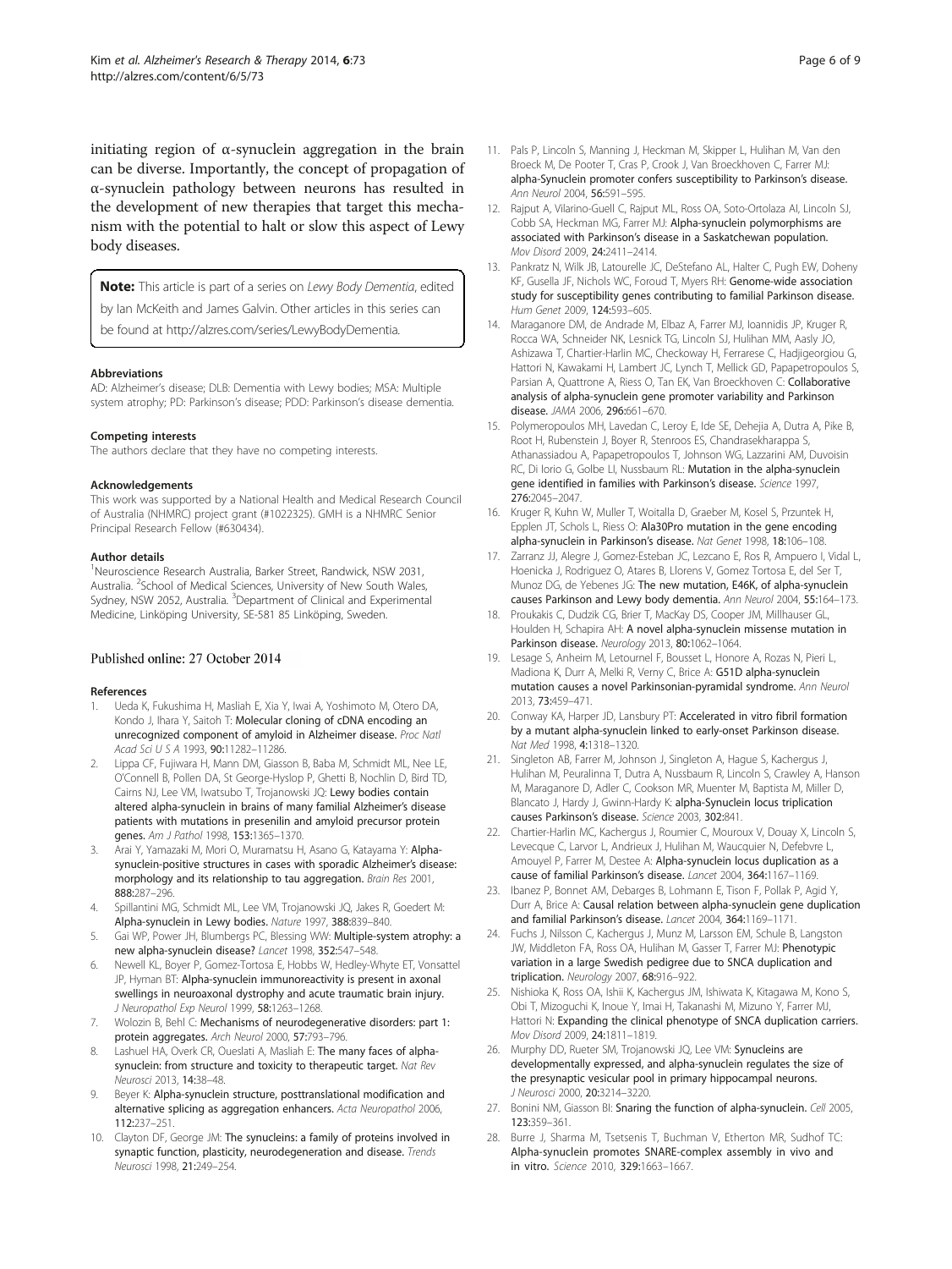initiating region of α-synuclein aggregation in the brain can be diverse. Importantly, the concept of propagation of α-synuclein pathology between neurons has resulted in the development of new therapies that target this mechanism with the potential to halt or slow this aspect of Lewy body diseases.

**Note:** This article is part of a series on *Lewy Body Dementia*, edited by Ian McKeith and James Galvin. Other articles in this series can be found at http://alzres.com/series/LewyBodyDementia.

#### Abbreviations

AD: Alzheimer's disease; DLB: Dementia with Lewy bodies; MSA: Multiple system atrophy; PD: Parkinson's disease; PDD: Parkinson's disease dementia.

#### Competing interests

The authors declare that they have no competing interests.

#### Acknowledgements

This work was supported by a National Health and Medical Research Council of Australia (NHMRC) project grant (#1022325). GMH is a NHMRC Senior Principal Research Fellow (#630434).

#### Author details

[1]Neuroscience Research Australia, Barker Street, Randwick, NSW 2031, Australia. [2]School of Medical Sciences, University of New South Wales, Sydney, NSW 2052, Australia. [3]Department of Clinical and Experimental Medicine, Linköping University, SE-581 85 Linköping, Sweden.

Published online: 27 October 2014

#### References

1. Ueda K, Fukushima H, Masliah E, Xia Y, Iwai A, Yoshimoto M, Otero DA, Kondo J, Ihara Y, Saitoh T: **Molecular cloning of cDNA encoding an unrecognized component of amyloid in Alzheimer disease.** *Proc Natl Acad Sci U S A* 1993, **90:**11282–11286.
2. Lippa CF, Fujiwara H, Mann DM, Giasson B, Baba M, Schmidt ML, Nee LE, O'Connell B, Pollen DA, St George-Hyslop P, Ghetti B, Nochlin D, Bird TD, Cairns NJ, Lee VM, Iwatsubo T, Trojanowski JQ: **Lewy bodies contain altered alpha-synuclein in brains of many familial Alzheimer's disease patients with mutations in presenilin and amyloid precursor protein genes.** *Am J Pathol* 1998, **153:**1365–1370.
3. Arai Y, Yamazaki M, Mori O, Muramatsu H, Asano G, Katayama Y: **Alpha-synuclein-positive structures in cases with sporadic Alzheimer's disease: morphology and its relationship to tau aggregation.** *Brain Res* 2001, **888:**287–296.
4. Spillantini MG, Schmidt ML, Lee VM, Trojanowski JQ, Jakes R, Goedert M: **Alpha-synuclein in Lewy bodies.** *Nature* 1997, **388:**839–840.
5. Gai WP, Power JH, Blumbergs PC, Blessing WW: **Multiple-system atrophy: a new alpha-synuclein disease?** *Lancet* 1998, **352:**547–548.
6. Newell KL, Boyer P, Gomez-Tortosa E, Hobbs W, Hedley-Whyte ET, Vonsattel JP, Hyman BT: **Alpha-synuclein immunoreactivity is present in axonal swellings in neuroaxonal dystrophy and acute traumatic brain injury.** *J Neuropathol Exp Neurol* 1999, **58:**1263–1268.
7. Wolozin B, Behl C: **Mechanisms of neurodegenerative disorders: part 1: protein aggregates.** *Arch Neurol* 2000, **57:**793–796.
8. Lashuel HA, Overk CR, Oueslati A, Masliah E: **The many faces of alpha-synuclein: from structure and toxicity to therapeutic target.** *Nat Rev Neurosci* 2013, **14:**38–48.
9. Beyer K: **Alpha-synuclein structure, posttranslational modification and alternative splicing as aggregation enhancers.** *Acta Neuropathol* 2006, **112:**237–251.
10. Clayton DF, George JM: **The synucleins: a family of proteins involved in synaptic function, plasticity, neurodegeneration and disease.** *Trends Neurosci* 1998, **21:**249–254.
11. Pals P, Lincoln S, Manning J, Heckman M, Skipper L, Hulihan M, Van den Broeck M, De Pooter T, Cras P, Crook J, Van Broeckhoven C, Farrer MJ: **alpha-Synuclein promoter confers susceptibility to Parkinson's disease.** *Ann Neurol* 2004, **56:**591–595.
12. Rajput A, Vilarino-Guell C, Rajput ML, Ross OA, Soto-Ortolaza AI, Lincoln SJ, Cobb SA, Heckman MG, Farrer MJ: **Alpha-synuclein polymorphisms are associated with Parkinson's disease in a Saskatchewan population.** *Mov Disord* 2009, **24:**2411–2414.
13. Pankratz N, Wilk JB, Latourelle JC, DeStefano AL, Halter C, Pugh EW, Doheny KF, Gusella JF, Nichols WC, Foroud T, Myers RH: **Genome-wide association study for susceptibility genes contributing to familial Parkinson disease.** *Hum Genet* 2009, **124:**593–605.
14. Maraganore DM, de Andrade M, Elbaz A, Farrer MJ, Ioannidis JP, Kruger R, Rocca WA, Schneider NK, Lesnick TG, Lincoln SJ, Hulihan MM, Aasly JO, Ashizawa T, Chartier-Harlin MC, Checkoway H, Ferrarese C, Hadjigeorgiou G, Hattori N, Kawakami H, Lambert JC, Lynch T, Mellick GD, Papapetropoulos S, Parsian A, Quattrone A, Riess O, Tan EK, Van Broeckhoven C: **Collaborative analysis of alpha-synuclein gene promoter variability and Parkinson disease.** *JAMA* 2006, **296:**661–670.
15. Polymeropoulos MH, Lavedan C, Leroy E, Ide SE, Dehejia A, Dutra A, Pike B, Root H, Rubenstein J, Boyer R, Stenroos ES, Chandrasekharappa S, Athanassiadou A, Papapetropoulos T, Johnson WG, Lazzarini AM, Duvoisin RC, Di Iorio G, Golbe LI, Nussbaum RL: **Mutation in the alpha-synuclein gene identified in families with Parkinson's disease.** *Science* 1997, **276:**2045–2047.
16. Kruger R, Kuhn W, Muller T, Woitalla D, Graeber M, Kosel S, Przuntek H, Epplen JT, Schols L, Riess O: **Ala30Pro mutation in the gene encoding alpha-synuclein in Parkinson's disease.** *Nat Genet* 1998, **18:**106–108.
17. Zarranz JJ, Alegre J, Gomez-Esteban JC, Lezcano E, Ros R, Ampuero I, Vidal L, Hoenicka J, Rodriguez O, Atares B, Llorens V, Gomez Tortosa E, del Ser T, Munoz DG, de Yebenes JG: **The new mutation, E46K, of alpha-synuclein causes Parkinson and Lewy body dementia.** *Ann Neurol* 2004, **55:**164–173.
18. Proukakis C, Dudzik CG, Brier T, MacKay DS, Cooper JM, Millhauser GL, Houlden H, Schapira AH: **A novel alpha-synuclein missense mutation in Parkinson disease.** *Neurology* 2013, **80:**1062–1064.
19. Lesage S, Anheim M, Letournel F, Bousset L, Honore A, Rozas N, Pieri L, Madiona K, Durr A, Melki R, Verny C, Brice A: **G51D alpha-synuclein mutation causes a novel Parkinsonian-pyramidal syndrome.** *Ann Neurol* 2013, **73:**459–471.
20. Conway KA, Harper JD, Lansbury PT: **Accelerated in vitro fibril formation by a mutant alpha-synuclein linked to early-onset Parkinson disease.** *Nat Med* 1998, **4:**1318–1320.
21. Singleton AB, Farrer M, Johnson J, Singleton A, Hague S, Kachergus J, Hulihan M, Peuralinna T, Dutra A, Nussbaum R, Lincoln S, Crawley A, Hanson M, Maraganore D, Adler C, Cookson MR, Muenter M, Baptista M, Miller D, Blancato J, Hardy J, Gwinn-Hardy K: **alpha-Synuclein locus triplication causes Parkinson's disease.** *Science* 2003, **302:**841.
22. Chartier-Harlin MC, Kachergus J, Roumier C, Mouroux V, Douay X, Lincoln S, Levecque C, Larvor L, Andrieux J, Hulihan M, Waucquier N, Defebvre L, Amouyel P, Farrer M, Destee A: **Alpha-synuclein locus duplication as a cause of familial Parkinson's disease.** *Lancet* 2004, **364:**1167–1169.
23. Ibanez P, Bonnet AM, Debarges B, Lohmann E, Tison F, Pollak P, Agid Y, Durr A, Brice A: **Causal relation between alpha-synuclein gene duplication and familial Parkinson's disease.** *Lancet* 2004, **364:**1169–1171.
24. Fuchs J, Nilsson C, Kachergus J, Munz M, Larsson EM, Schule B, Langston JW, Middleton FA, Ross OA, Hulihan M, Gasser T, Farrer MJ: **Phenotypic variation in a large Swedish pedigree due to SNCA duplication and triplication.** *Neurology* 2007, **68:**916–922.
25. Nishioka K, Ross OA, Ishii K, Kachergus JM, Ishiwata K, Kitagawa M, Kono S, Obi T, Mizoguchi K, Inoue Y, Imai H, Takanashi M, Mizuno Y, Farrer MJ, Hattori N: **Expanding the clinical phenotype of SNCA duplication carriers.** *Mov Disord* 2009, **24:**1811–1819.
26. Murphy DD, Rueter SM, Trojanowski JQ, Lee VM: **Synucleins are developmentally expressed, and alpha-synuclein regulates the size of the presynaptic vesicular pool in primary hippocampal neurons.** *J Neurosci* 2000, **20:**3214–3220.
27. Bonini NM, Giasson BI: **Snaring the function of alpha-synuclein.** *Cell* 2005, **123:**359–361.
28. Burre J, Sharma M, Tsetsenis T, Buchman V, Etherton MR, Sudhof TC: **Alpha-synuclein promotes SNARE-complex assembly in vivo and in vitro.** *Science* 2010, **329:**1663–1667.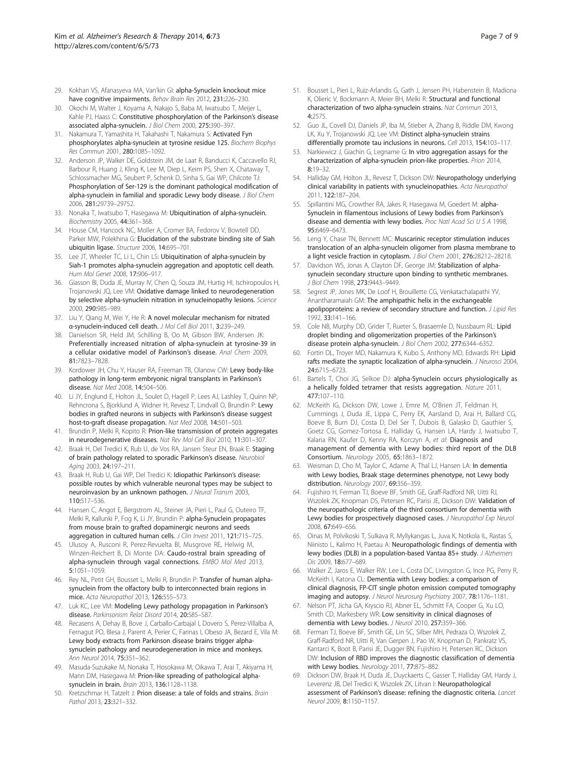29. Kokhan VS, Afanasyeva MA, Van'kin GI: **alpha-Synuclein knockout mice have cognitive impairments.** *Behav Brain Res* 2012, **231**:226–230.
30. Okochi M, Walter J, Koyama A, Nakajo S, Baba M, Iwatsubo T, Meijer L, Kahle PJ, Haass C: **Constitutive phosphorylation of the Parkinson's disease associated alpha-synuclein.** *J Biol Chem* 2000, **275**:390–397.
31. Nakamura T, Yamashita H, Takahashi T, Nakamura S: **Activated Fyn phosphorylates alpha-synuclein at tyrosine residue 125.** *Biochem Biophys Res Commun* 2001, **280**:1085–1092.
32. Anderson JP, Walker DE, Goldstein JM, de Laat R, Banducci K, Caccavello RJ, Barbour R, Huang J, Kling K, Lee M, Diep L, Keim PS, Shen X, Chataway T, Schlossmacher MG, Seubert P, Schenk D, Sinha S, Gai WP, Chilcote TJ: **Phosphorylation of Ser-129 is the dominant pathological modification of alpha-synuclein in familial and sporadic Lewy body disease.** *J Biol Chem* 2006, **281**:29739–29752.
33. Nonaka T, Iwatsubo T, Hasegawa M: **Ubiquitination of alpha-synuclein.** *Biochemistry* 2005, **44**:361–368.
34. House CM, Hancock NC, Moller A, Cromer BA, Fedorov V, Bowtell DD, Parker MW, Polekhina G: **Elucidation of the substrate binding site of Siah ubiquitin ligase.** *Structure* 2006, **14**:695–701.
35. Lee JT, Wheeler TC, Li L, Chin LS: **Ubiquitination of alpha-synuclein by Siah-1 promotes alpha-synuclein aggregation and apoptotic cell death.** *Hum Mol Genet* 2008, **17**:906–917.
36. Giasson BI, Duda JE, Murray IV, Chen Q, Souza JM, Hurtig HI, Ischiropoulos H, Trojanowski JQ, Lee VM: **Oxidative damage linked to neurodegeneration by selective alpha-synuclein nitration in synucleinopathy lesions.** *Science* 2000, **290**:985–989.
37. Liu Y, Qiang M, Wei Y, He R: **A novel molecular mechanism for nitrated α-synuclein-induced cell death.** *J Mol Cell Biol* 2011, **3**:239–249.
38. Danielson SR, Held JM, Schilling B, Oo M, Gibson BW, Andersen JK: **Preferentially increased nitration of alpha-synuclein at tyrosine-39 in a cellular oxidative model of Parkinson's disease.** *Anal Chem* 2009, **81**:7823–7828.
39. Kordower JH, Chu Y, Hauser RA, Freeman TB, Olanow CW: **Lewy body-like pathology in long-term embryonic nigral transplants in Parkinson's disease.** *Nat Med* 2008, **14**:504–506.
40. Li JY, Englund E, Holton JL, Soulet D, Hagell P, Lees AJ, Lashley T, Quinn NP, Rehncrona S, Bjorklund A, Widner H, Revesz T, Lindvall O, Brundin P: **Lewy bodies in grafted neurons in subjects with Parkinson's disease suggest host-to-graft disease propagation.** *Nat Med* 2008, **14**:501–503.
41. Brundin P, Melki R, Kopito R: **Prion-like transmission of protein aggregates in neurodegenerative diseases.** *Nat Rev Mol Cell Biol* 2010, **11**:301–307.
42. Braak H, Del Tredici K, Rub U, de Vos RA, Jansen Steur EN, Braak E: **Staging of brain pathology related to sporadic Parkinson's disease.** *Neurobiol Aging* 2003, **24**:197–211.
43. Braak H, Rub U, Gai WP, Del Tredici K: **Idiopathic Parkinson's disease: possible routes by which vulnerable neuronal types may be subject to neuroinvasion by an unknown pathogen.** *J Neural Transm* 2003, **110**:517–536.
44. Hansen C, Angot E, Bergstrom AL, Steiner JA, Pieri L, Paul G, Outeiro TF, Melki R, Kallunki P, Fog K, Li JY, Brundin P: **alpha-Synuclein propagates from mouse brain to grafted dopaminergic neurons and seeds aggregation in cultured human cells.** *J Clin Invest* 2011, **121**:715–725.
45. Ulusoy A, Rusconi R, Perez-Revuelta BI, Musgrove RE, Helwig M, Winzen-Reichert B, Di Monte DA: **Caudo-rostral brain spreading of alpha-synuclein through vagal connections.** *EMBO Mol Med* 2013, **5**:1051–1059.
46. Rey NL, Petit GH, Bousset L, Melki R, Brundin P: **Transfer of human alpha-synuclein from the olfactory bulb to interconnected brain regions in mice.** *Acta Neuropathol* 2013, **126**:555–573.
47. Luk KC, Lee VM: **Modeling Lewy pathology propagation in Parkinson's disease.** *Parkinsonism Relat Disord* 2014, **20**:S85–S87.
48. Recasens A, Dehay B, Bove J, Carballo-Carbajal I, Dovero S, Perez-Villalba A, Fernagut PO, Blesa J, Parent A, Perier C, Farinas I, Obeso JA, Bezard E, Vila M: **Lewy body extracts from Parkinson disease brains trigger alpha-synuclein pathology and neurodegeneration in mice and monkeys.** *Ann Neurol* 2014, **75**:351–362.
49. Masuda-Suzukake M, Nonaka T, Hosokawa M, Oikawa T, Arai T, Akiyama H, Mann DM, Hasegawa M: **Prion-like spreading of pathological alpha-synuclein in brain.** *Brain* 2013, **136**:1128–1138.
50. Kretzschmar H, Tatzelt J: **Prion disease: a tale of folds and strains.** *Brain Pathol* 2013, **23**:321–332.
51. Bousset L, Pieri L, Ruiz-Arlandis G, Gath J, Jensen PH, Habenstein B, Madiona K, Olieric V, Bockmann A, Meier BH, Melki R: **Structural and functional characterization of two alpha-synuclein strains.** *Nat Commun* 2013, **4**:2575.
52. Guo JL, Covell DJ, Daniels JP, Iba M, Stieber A, Zhang B, Riddle DM, Kwong LK, Xu Y, Trojanowski JQ, Lee VM: **Distinct alpha-synuclein strains differentially promote tau inclusions in neurons.** *Cell* 2013, **154**:103–117.
53. Narkiewicz J, Giachin G, Legname G: **In vitro aggregation assays for the characterization of alpha-synuclein prion-like properties.** *Prion* 2014, **8**:19–32.
54. Halliday GM, Holton JL, Revesz T, Dickson DW: **Neuropathology underlying clinical variability in patients with synucleinopathies.** *Acta Neuropathol* 2011, **122**:187–204.
55. Spillantini MG, Crowther RA, Jakes R, Hasegawa M, Goedert M: **alpha-Synuclein in filamentous inclusions of Lewy bodies from Parkinson's disease and dementia with lewy bodies.** *Proc Natl Acad Sci U S A* 1998, **95**:6469–6473.
56. Leng Y, Chase TN, Bennett MC: **Muscarinic receptor stimulation induces translocation of an alpha-synuclein oligomer from plasma membrane to a light vesicle fraction in cytoplasm.** *J Biol Chem* 2001, **276**:28212–28218.
57. Davidson WS, Jonas A, Clayton DF, George JM: **Stabilization of alpha-synuclein secondary structure upon binding to synthetic membranes.** *J Biol Chem* 1998, **273**:9443–9449.
58. Segrest JP, Jones MK, De Loof H, Brouillette CG, Venkatachalapathi YV, Anantharamaiah GM: **The amphipathic helix in the exchangeable apolipoproteins: a review of secondary structure and function.** *J Lipid Res* 1992, **33**:141–166.
59. Cole NB, Murphy DD, Grider T, Rueter S, Brasaemle D, Nussbaum RL: **Lipid droplet binding and oligomerization properties of the Parkinson's disease protein alpha-synuclein.** *J Biol Chem* 2002, **277**:6344–6352.
60. Fortin DL, Troyer MD, Nakamura K, Kubo S, Anthony MD, Edwards RH: **Lipid rafts mediate the synaptic localization of alpha-synuclein.** *J Neurosci* 2004, **24**:6715–6723.
61. Bartels T, Choi JG, Selkoe DJ: **alpha-Synuclein occurs physiologically as a helically folded tetramer that resists aggregation.** *Nature* 2011, **477**:107–110.
62. McKeith IG, Dickson DW, Lowe J, Emre M, O'Brien JT, Feldman H, Cummings J, Duda JE, Lippa C, Perry EK, Aarsland D, Arai H, Ballard CG, Boeve B, Burn DJ, Costa D, Del Ser T, Dubois B, Galasko D, Gauthier S, Goetz CG, Gomez-Tortosa E, Halliday G, Hansen LA, Hardy J, Iwatsubo T, Kalaria RN, Kaufer D, Kenny RA, Korczyn A, *et al*: **Diagnosis and management of dementia with Lewy bodies: third report of the DLB Consortium.** *Neurology* 2005, **65**:1863–1872.
63. Weisman D, Cho M, Taylor C, Adame A, Thal LJ, Hansen LA: **In dementia with Lewy bodies, Braak stage determines phenotype, not Lewy body distribution.** *Neurology* 2007, **69**:356–359.
64. Fujishiro H, Ferman TJ, Boeve BF, Smith GE, Graff-Radford NR, Uitti RJ, Wszolek ZK, Knopman DS, Petersen RC, Parisi JE, Dickson DW: **Validation of the neuropathologic criteria of the third consortium for dementia with Lewy bodies for prospectively diagnosed cases.** *J Neuropathol Exp Neurol* 2008, **67**:649–656.
65. Oinas M, Polvikoski T, Sulkava R, Myllykangas L, Juva K, Notkola IL, Rastas S, Niinisto L, Kalimo H, Paetau A: **Neuropathologic findings of dementia with lewy bodies (DLB) in a population-based Vantaa 85+ study.** *J Alzheimers Dis* 2009, **18**:677–689.
66. Walker Z, Jaros E, Walker RW, Lee L, Costa DC, Livingston G, Ince PG, Perry R, McKeith I, Katona CL: **Dementia with Lewy bodies: a comparison of clinical diagnosis, FP-CIT single photon emission computed tomography imaging and autopsy.** *J Neurol Neurosurg Psychiatry* 2007, **78**:1176–1181.
67. Nelson PT, Jicha GA, Kryscio RJ, Abner EL, Schmitt FA, Cooper G, Xu LO, Smith CD, Markesbery WR: **Low sensitivity in clinical diagnoses of dementia with Lewy bodies.** *J Neurol* 2010, **257**:359–366.
68. Ferman TJ, Boeve BF, Smith GE, Lin SC, Silber MH, Pedraza O, Wszolek Z, Graff-Radford NR, Uitti R, Van Gerpen J, Pao W, Knopman D, Pankratz VS, Kantarci K, Boot B, Parisi JE, Dugger BN, Fujishiro H, Petersen RC, Dickson DW: **Inclusion of RBD improves the diagnostic classification of dementia with Lewy bodies.** *Neurology* 2011, **77**:875–882.
69. Dickson DW, Braak H, Duda JE, Duyckaerts C, Gasser T, Halliday GM, Hardy J, Leverenz JB, Del Tredici K, Wszolek ZK, Litvan I: **Neuropathological assessment of Parkinson's disease: refining the diagnostic criteria.** *Lancet Neurol* 2009, **8**:1150–1157.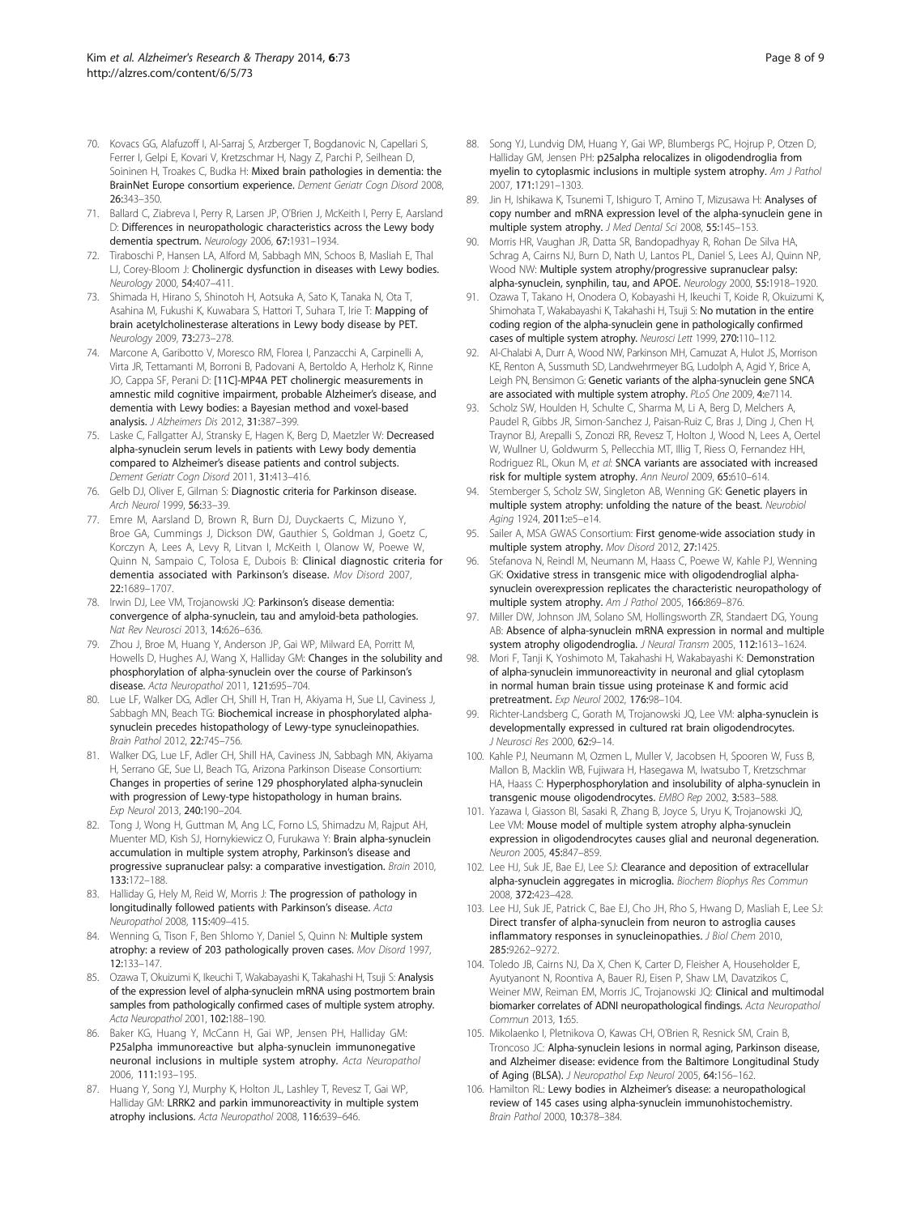70. Kovacs GG, Alafuzoff I, Al-Sarraj S, Arzberger T, Bogdanovic N, Capellari S, Ferrer I, Gelpi E, Kovari V, Kretzschmar H, Nagy Z, Parchi P, Seilhean D, Soininen H, Troakes C, Budka H: Mixed brain pathologies in dementia: the BrainNet Europe consortium experience. *Dement Geriatr Cogn Disord* 2008, 26:343–350.
71. Ballard C, Ziabreva I, Perry R, Larsen JP, O'Brien J, McKeith I, Perry E, Aarsland D: Differences in neuropathologic characteristics across the Lewy body dementia spectrum. *Neurology* 2006, 67:1931–1934.
72. Tiraboschi P, Hansen LA, Alford M, Sabbagh MN, Schoos B, Masliah E, Thal LJ, Corey-Bloom J: Cholinergic dysfunction in diseases with Lewy bodies. *Neurology* 2000, 54:407–411.
73. Shimada H, Hirano S, Shinotoh H, Aotsuka A, Sato K, Tanaka N, Ota T, Asahina M, Fukushi K, Kuwabara S, Hattori T, Suhara T, Irie T: Mapping of brain acetylcholinesterase alterations in Lewy body disease by PET. *Neurology* 2009, 73:273–278.
74. Marcone A, Garibotto V, Moresco RM, Florea I, Panzacchi A, Carpinelli A, Virta JR, Tettamanti M, Borroni B, Padovani A, Bertoldo A, Herholz K, Rinne JO, Cappa SF, Perani D: [11C]-MP4A PET cholinergic measurements in amnestic mild cognitive impairment, probable Alzheimer's disease, and dementia with Lewy bodies: a Bayesian method and voxel-based analysis. *J Alzheimers Dis* 2012, 31:387–399.
75. Laske C, Fallgatter AJ, Stransky E, Hagen K, Berg D, Maetzler W: Decreased alpha-synuclein serum levels in patients with Lewy body dementia compared to Alzheimer's disease patients and control subjects. *Dement Geriatr Cogn Disord* 2011, 31:413–416.
76. Gelb DJ, Oliver E, Gilman S: Diagnostic criteria for Parkinson disease. *Arch Neurol* 1999, 56:33–39.
77. Emre M, Aarsland D, Brown R, Burn DJ, Duyckaerts C, Mizuno Y, Broe GA, Cummings J, Dickson DW, Gauthier S, Goldman J, Goetz C, Korczyn A, Lees A, Levy R, Litvan I, McKeith I, Olanow W, Poewe W, Quinn N, Sampaio C, Tolosa E, Dubois B: Clinical diagnostic criteria for dementia associated with Parkinson's disease. *Mov Disord* 2007, 22:1689–1707.
78. Irwin DJ, Lee VM, Trojanowski JQ: Parkinson's disease dementia: convergence of alpha-synuclein, tau and amyloid-beta pathologies. *Nat Rev Neurosci* 2013, 14:626–636.
79. Zhou J, Broe M, Huang Y, Anderson JP, Gai WP, Milward EA, Porritt M, Howells D, Hughes AJ, Wang X, Halliday GM: Changes in the solubility and phosphorylation of alpha-synuclein over the course of Parkinson's disease. *Acta Neuropathol* 2011, 121:695–704.
80. Lue LF, Walker DG, Adler CH, Shill H, Tran H, Akiyama H, Sue LI, Caviness J, Sabbagh MN, Beach TG: Biochemical increase in phosphorylated alpha-synuclein precedes histopathology of Lewy-type synucleinopathies. *Brain Pathol* 2012, 22:745–756.
81. Walker DG, Lue LF, Adler CH, Shill HA, Caviness JN, Sabbagh MN, Akiyama H, Serrano GE, Sue LI, Beach TG, Arizona Parkinson Disease Consortium: Changes in properties of serine 129 phosphorylated alpha-synuclein with progression of Lewy-type histopathology in human brains. *Exp Neurol* 2013, 240:190–204.
82. Tong J, Wong H, Guttman M, Ang LC, Forno LS, Shimadzu M, Rajput AH, Muenter MD, Kish SJ, Hornykiewicz O, Furukawa Y: Brain alpha-synuclein accumulation in multiple system atrophy, Parkinson's disease and progressive supranuclear palsy: a comparative investigation. *Brain* 2010, 133:172–188.
83. Halliday G, Hely M, Reid W, Morris J: The progression of pathology in longitudinally followed patients with Parkinson's disease. *Acta Neuropathol* 2008, 115:409–415.
84. Wenning G, Tison F, Ben Shlomo Y, Daniel S, Quinn N: Multiple system atrophy: a review of 203 pathologically proven cases. *Mov Disord* 1997, 12:133–147.
85. Ozawa T, Okuizumi K, Ikeuchi T, Wakabayashi K, Takahashi H, Tsuji S: Analysis of the expression level of alpha-synuclein mRNA using postmortem brain samples from pathologically confirmed cases of multiple system atrophy. *Acta Neuropathol* 2001, 102:188–190.
86. Baker KG, Huang Y, McCann H, Gai WP, Jensen PH, Halliday GM: P25alpha immunoreactive but alpha-synuclein immunonegative neuronal inclusions in multiple system atrophy. *Acta Neuropathol* 2006, 111:193–195.
87. Huang Y, Song YJ, Murphy K, Holton JL, Lashley T, Revesz T, Gai WP, Halliday GM: LRRK2 and parkin immunoreactivity in multiple system atrophy inclusions. *Acta Neuropathol* 2008, 116:639–646.
88. Song YJ, Lundvig DM, Huang Y, Gai WP, Blumbergs PC, Hojrup P, Otzen D, Halliday GM, Jensen PH: p25alpha relocalizes in oligodendroglia from myelin to cytoplasmic inclusions in multiple system atrophy. *Am J Pathol* 2007, 171:1291–1303.
89. Jin H, Ishikawa K, Tsunemi T, Ishiguro T, Amino T, Mizusawa H: Analyses of copy number and mRNA expression level of the alpha-synuclein gene in multiple system atrophy. *J Med Dental Sci* 2008, 55:145–153.
90. Morris HR, Vaughan JR, Datta SR, Bandopadhyay R, Rohan De Silva HA, Schrag A, Cairns NJ, Burn D, Nath U, Lantos PL, Daniel S, Lees AJ, Quinn NP, Wood NW: Multiple system atrophy/progressive supranuclear palsy: alpha-synuclein, synphilin, tau, and APOE. *Neurology* 2000, 55:1918–1920.
91. Ozawa T, Takano H, Onodera O, Kobayashi H, Ikeuchi T, Koide R, Okuizumi K, Shimohata T, Wakabayashi K, Takahashi H, Tsuji S: No mutation in the entire coding region of the alpha-synuclein gene in pathologically confirmed cases of multiple system atrophy. *Neurosci Lett* 1999, 270:110–112.
92. Al-Chalabi A, Durr A, Wood NW, Parkinson MH, Camuzat A, Hulot JS, Morrison KE, Renton A, Sussmuth SD, Landwehrmeyer BG, Ludolph A, Agid Y, Brice A, Leigh PN, Bensimon G: Genetic variants of the alpha-synuclein gene SNCA are associated with multiple system atrophy. *PLoS One* 2009, 4:e7114.
93. Scholz SW, Houlden H, Schulte C, Sharma M, Li A, Berg D, Melchers A, Paudel R, Gibbs JR, Simon-Sanchez J, Paisan-Ruiz C, Bras J, Ding J, Chen H, Traynor BJ, Arepalli S, Zonozi RR, Revesz T, Holton J, Wood N, Lees A, Oertel W, Wullner U, Goldwurm S, Pellecchia MT, Illig T, Riess O, Fernandez HH, Rodriguez RL, Okun M, *et al*: SNCA variants are associated with increased risk for multiple system atrophy. *Ann Neurol* 2009, 65:610–614.
94. Stemberger S, Scholz SW, Singleton AB, Wenning GK: Genetic players in multiple system atrophy: unfolding the nature of the beast. *Neurobiol Aging* 1924, 2011:e5–e14.
95. Sailer A, MSA GWAS Consortium: First genome-wide association study in multiple system atrophy. *Mov Disord* 2012, 27:1425.
96. Stefanova N, Reindl M, Neumann M, Haass C, Poewe W, Kahle PJ, Wenning GK: Oxidative stress in transgenic mice with oligodendroglial alpha-synuclein overexpression replicates the characteristic neuropathology of multiple system atrophy. *Am J Pathol* 2005, 166:869–876.
97. Miller DW, Johnson JM, Solano SM, Hollingsworth ZR, Standaert DG, Young AB: Absence of alpha-synuclein mRNA expression in normal and multiple system atrophy oligodendroglia. *J Neural Transm* 2005, 112:1613–1624.
98. Mori F, Tanji K, Yoshimoto M, Takahashi H, Wakabayashi K: Demonstration of alpha-synuclein immunoreactivity in neuronal and glial cytoplasm in normal human brain tissue using proteinase K and formic acid pretreatment. *Exp Neurol* 2002, 176:98–104.
99. Richter-Landsberg C, Gorath M, Trojanowski JQ, Lee VM: alpha-synuclein is developmentally expressed in cultured rat brain oligodendrocytes. *J Neurosci Res* 2000, 62:9–14.
100. Kahle PJ, Neumann M, Ozmen L, Muller V, Jacobsen H, Spooren W, Fuss B, Mallon B, Macklin WB, Fujiwara H, Hasegawa M, Iwatsubo T, Kretzschmar HA, Haass C: Hyperphosphorylation and insolubility of alpha-synuclein in transgenic mouse oligodendrocytes. *EMBO Rep* 2002, 3:583–588.
101. Yazawa I, Giasson BI, Sasaki R, Zhang B, Joyce S, Uryu K, Trojanowski JQ, Lee VM: Mouse model of multiple system atrophy alpha-synuclein expression in oligodendrocytes causes glial and neuronal degeneration. *Neuron* 2005, 45:847–859.
102. Lee HJ, Suk JE, Bae EJ, Lee SJ: Clearance and deposition of extracellular alpha-synuclein aggregates in microglia. *Biochem Biophys Res Commun* 2008, 372:423–428.
103. Lee HJ, Suk JE, Patrick C, Bae EJ, Cho JH, Rho S, Hwang D, Masliah E, Lee SJ: Direct transfer of alpha-synuclein from neuron to astroglia causes inflammatory responses in synucleinopathies. *J Biol Chem* 2010, 285:9262–9272.
104. Toledo JB, Cairns NJ, Da X, Chen K, Carter D, Fleisher A, Householder E, Ayutyanont N, Roontiva A, Bauer RJ, Eisen P, Shaw LM, Davatzikos C, Weiner MW, Reiman EM, Morris JC, Trojanowski JQ: Clinical and multimodal biomarker correlates of ADNI neuropathological findings. *Acta Neuropathol Commun* 2013, 1:65.
105. Mikolaenko I, Pletnikova O, Kawas CH, O'Brien R, Resnick SM, Crain B, Troncoso JC: Alpha-synuclein lesions in normal aging, Parkinson disease, and Alzheimer disease: evidence from the Baltimore Longitudinal Study of Aging (BLSA). *J Neuropathol Exp Neurol* 2005, 64:156–162.
106. Hamilton RL: Lewy bodies in Alzheimer's disease: a neuropathological review of 145 cases using alpha-synuclein immunohistochemistry. *Brain Pathol* 2000, 10:378–384.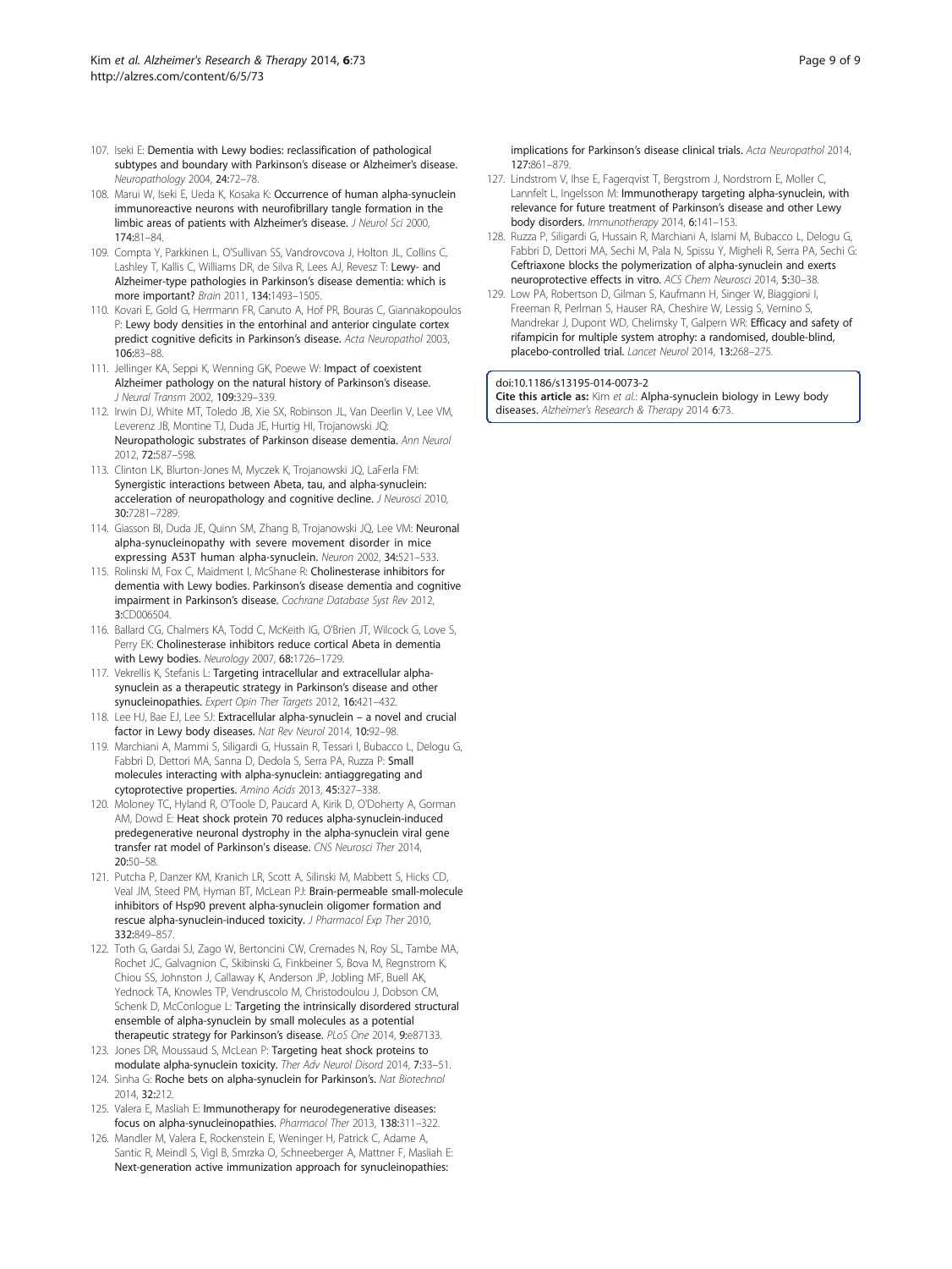107. Iseki E: **Dementia with Lewy bodies: reclassification of pathological subtypes and boundary with Parkinson's disease or Alzheimer's disease.** *Neuropathology* 2004, **24**:72–78.
108. Marui W, Iseki E, Ueda K, Kosaka K: **Occurrence of human alpha-synuclein immunoreactive neurons with neurofibrillary tangle formation in the limbic areas of patients with Alzheimer's disease.** *J Neurol Sci* 2000, **174**:81–84.
109. Compta Y, Parkkinen L, O'Sullivan SS, Vandrovcova J, Holton JL, Collins C, Lashley T, Kallis C, Williams DR, de Silva R, Lees AJ, Revesz T: **Lewy- and Alzheimer-type pathologies in Parkinson's disease dementia: which is more important?** *Brain* 2011, **134**:1493–1505.
110. Kovari E, Gold G, Herrmann FR, Canuto A, Hof PR, Bouras C, Giannakopoulos P: **Lewy body densities in the entorhinal and anterior cingulate cortex predict cognitive deficits in Parkinson's disease.** *Acta Neuropathol* 2003, **106**:83–88.
111. Jellinger KA, Seppi K, Wenning GK, Poewe W: **Impact of coexistent Alzheimer pathology on the natural history of Parkinson's disease.** *J Neural Transm* 2002, **109**:329–339.
112. Irwin DJ, White MT, Toledo JB, Xie SX, Robinson JL, Van Deerlin V, Lee VM, Leverenz JB, Montine TJ, Duda JE, Hurtig HI, Trojanowski JQ: **Neuropathologic substrates of Parkinson disease dementia.** *Ann Neurol* 2012, **72**:587–598.
113. Clinton LK, Blurton-Jones M, Myczek K, Trojanowski JQ, LaFerla FM: **Synergistic interactions between Abeta, tau, and alpha-synuclein: acceleration of neuropathology and cognitive decline.** *J Neurosci* 2010, **30**:7281–7289.
114. Giasson BI, Duda JE, Quinn SM, Zhang B, Trojanowski JQ, Lee VM: **Neuronal alpha-synucleinopathy with severe movement disorder in mice expressing A53T human alpha-synuclein.** *Neuron* 2002, **34**:521–533.
115. Rolinski M, Fox C, Maidment I, McShane R: **Cholinesterase inhibitors for dementia with Lewy bodies. Parkinson's disease dementia and cognitive impairment in Parkinson's disease.** *Cochrane Database Syst Rev* 2012, **3**:CD006504.
116. Ballard CG, Chalmers KA, Todd C, McKeith IG, O'Brien JT, Wilcock G, Love S, Perry EK: **Cholinesterase inhibitors reduce cortical Abeta in dementia with Lewy bodies.** *Neurology* 2007, **68**:1726–1729.
117. Vekrellis K, Stefanis L: **Targeting intracellular and extracellular alpha-synuclein as a therapeutic strategy in Parkinson's disease and other synucleinopathies.** *Expert Opin Ther Targets* 2012, **16**:421–432.
118. Lee HJ, Bae EJ, Lee SJ: **Extracellular alpha-synuclein – a novel and crucial factor in Lewy body diseases.** *Nat Rev Neurol* 2014, **10**:92–98.
119. Marchiani A, Mammi S, Siligardi G, Hussain R, Tessari I, Bubacco L, Delogu G, Fabbri D, Dettori MA, Sanna D, Dedola S, Serra PA, Ruzza P: **Small molecules interacting with alpha-synuclein: antiaggregating and cytoprotective properties.** *Amino Acids* 2013, **45**:327–338.
120. Moloney TC, Hyland R, O'Toole D, Paucard A, Kirik D, O'Doherty A, Gorman AM, Dowd E: **Heat shock protein 70 reduces alpha-synuclein-induced predegenerative neuronal dystrophy in the alpha-synuclein viral gene transfer rat model of Parkinson's disease.** *CNS Neurosci Ther* 2014, **20**:50–58.
121. Putcha P, Danzer KM, Kranich LR, Scott A, Silinski M, Mabbett S, Hicks CD, Veal JM, Steed PM, Hyman BT, McLean PJ: **Brain-permeable small-molecule inhibitors of Hsp90 prevent alpha-synuclein oligomer formation and rescue alpha-synuclein-induced toxicity.** *J Pharmacol Exp Ther* 2010, **332**:849–857.
122. Toth G, Gardai SJ, Zago W, Bertoncini CW, Cremades N, Roy SL, Tambe MA, Rochet JC, Galvagnion C, Skibinski G, Finkbeiner S, Bova M, Regnstrom K, Chiou SS, Johnston J, Callaway K, Anderson JP, Jobling MF, Buell AK, Yednock TA, Knowles TP, Vendruscolo M, Christodoulou J, Dobson CM, Schenk D, McConlogue L: **Targeting the intrinsically disordered structural ensemble of alpha-synuclein by small molecules as a potential therapeutic strategy for Parkinson's disease.** *PLoS One* 2014, **9**:e87133.
123. Jones DR, Moussaud S, McLean P: **Targeting heat shock proteins to modulate alpha-synuclein toxicity.** *Ther Adv Neurol Disord* 2014, **7**:33–51.
124. Sinha G: **Roche bets on alpha-synuclein for Parkinson's.** *Nat Biotechnol* 2014, **32**:212.
125. Valera E, Masliah E: **Immunotherapy for neurodegenerative diseases: focus on alpha-synucleinopathies.** *Pharmacol Ther* 2013, **138**:311–322.
126. Mandler M, Valera E, Rockenstein E, Weninger H, Patrick C, Adame A, Santic R, Meindl S, Vigl B, Smrzka O, Schneeberger A, Mattner F, Masliah E: **Next-generation active immunization approach for synucleinopathies: implications for Parkinson's disease clinical trials.** *Acta Neuropathol* 2014, **127**:861–879.
127. Lindstrom V, Ihse E, Fagerqvist T, Bergstrom J, Nordstrom E, Moller C, Lannfelt L, Ingelsson M: **Immunotherapy targeting alpha-synuclein, with relevance for future treatment of Parkinson's disease and other Lewy body disorders.** *Immunotherapy* 2014, **6**:141–153.
128. Ruzza P, Siligardi G, Hussain R, Marchiani A, Islami M, Bubacco L, Delogu G, Fabbri D, Dettori MA, Sechi M, Pala N, Spissu Y, Migheli R, Serra PA, Sechi G: **Ceftriaxone blocks the polymerization of alpha-synuclein and exerts neuroprotective effects in vitro.** *ACS Chem Neurosci* 2014, **5**:30–38.
129. Low PA, Robertson D, Gilman S, Kaufmann H, Singer W, Biaggioni I, Freeman R, Perlman S, Hauser RA, Cheshire W, Lessig S, Vernino S, Mandrekar J, Dupont WD, Chelimsky T, Galpern WR: **Efficacy and safety of rifampicin for multiple system atrophy: a randomised, double-blind, placebo-controlled trial.** *Lancet Neurol* 2014, **13**:268–275.

doi:10.1186/s13195-014-0073-2
**Cite this article as:** Kim *et al.*: Alpha-synuclein biology in Lewy body diseases. *Alzheimer's Research & Therapy* 2014 **6**:73.